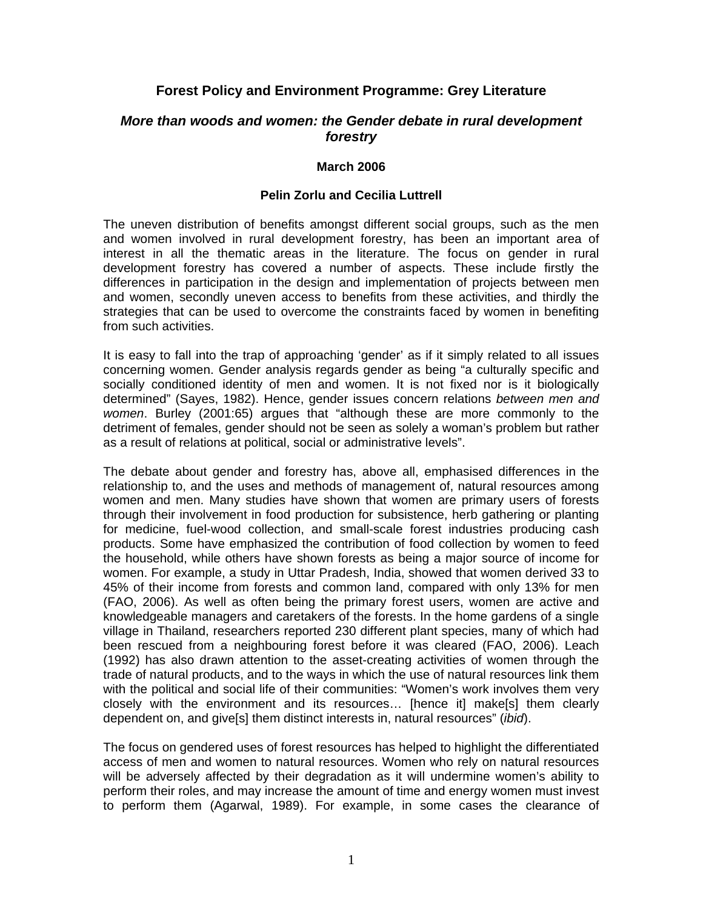## Forest Policy and Environment Programme: Grey Literature

### *More than woods and women: the Gender debate in rural development forestry*

**March 2006**

**Pelin Zorlu and Cecilia Luttrell**

The uneven distribution of benefits amongst different social groups, such as the men and women involved in rural development forestry, has been an important area of interest in all the thematic areas in the literature. The focus on gender in rural development forestry has covered a number of aspects. These include firstly the differences in participation in the design and implementation of projects between men and women, secondly uneven access to benefits from these activities, and thirdly the strategies that can be used to overcome the constraints faced by women in benefiting from such activities.

It is easy to fall into the trap of approaching 'gender' as if it simply related to all issues concerning women. Gender analysis regards gender as being "a culturally specific and socially conditioned identity of men and women. It is not fixed nor is it biologically determined" (Sayes, 1982). Hence, gender issues concern relations *between men and women*. Burley (2001:65) argues that "although these are more commonly to the detriment of females, gender should not be seen as solely a woman's problem but rather as a result of relations at political, social or administrative levels".

The debate about gender and forestry has, above all, emphasised differences in the relationship to, and the uses and methods of management of, natural resources among women and men. Many studies have shown that women are primary users of forests through their involvement in food production for subsistence, herb gathering or planting for medicine, fuel-wood collection, and small-scale forest industries producing cash products. Some have emphasized the contribution of food collection by women to feed the household, while others have shown forests as being a major source of income for women. For example, a study in Uttar Pradesh, India, showed that women derived 33 to 45% of their income from forests and common land, compared with only 13% for men (FAO, 2006). As well as often being the primary forest users, women are active and knowledgeable managers and caretakers of the forests. In the home gardens of a single village in Thailand, researchers reported 230 different plant species, many of which had been rescued from a neighbouring forest before it was cleared (FAO, 2006). Leach (1992) has also drawn attention to the asset-creating activities of women through the trade of natural products, and to the ways in which the use of natural resources link them with the political and social life of their communities: "Women's work involves them very closely with the environment and its resources… [hence it] make[s] them clearly dependent on, and give[s] them distinct interests in, natural resources" (*ibid*).

The focus on gendered uses of forest resources has helped to highlight the differentiated access of men and women to natural resources. Women who rely on natural resources will be adversely affected by their degradation as it will undermine women's ability to perform their roles, and may increase the amount of time and energy women must invest to perform them (Agarwal, 1989). For example, in some cases the clearance of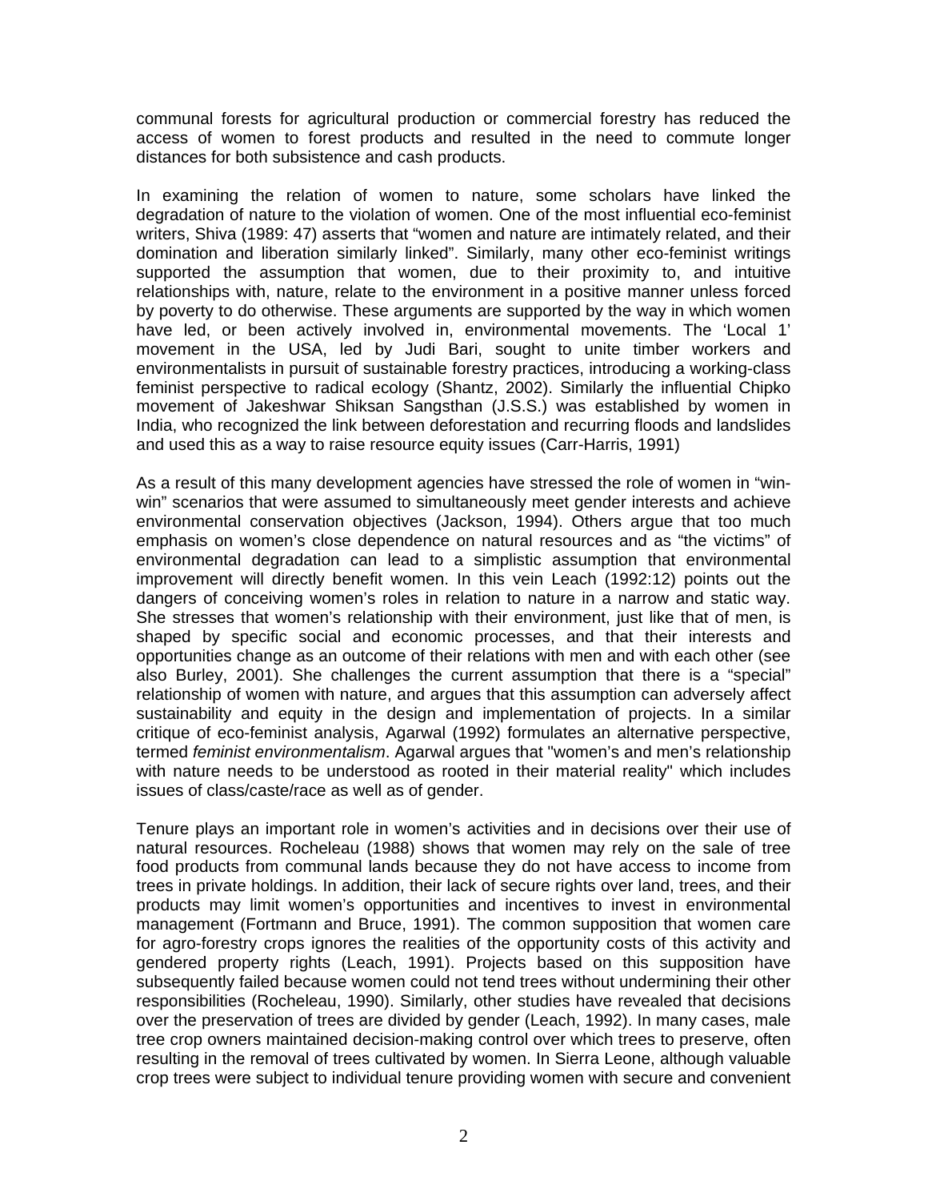communal forests for agricultural production or commercial forestry has reduced the access of women to forest products and resulted in the need to commute longer distances for both subsistence and cash products.

In examining the relation of women to nature, some scholars have linked the degradation of nature to the violation of women. One of the most influential eco-feminist writers, Shiva (1989: 47) asserts that "women and nature are intimately related, and their domination and liberation similarly linked". Similarly, many other eco-feminist writings supported the assumption that women, due to their proximity to, and intuitive relationships with, nature, relate to the environment in a positive manner unless forced by poverty to do otherwise. These arguments are supported by the way in which women have led, or been actively involved in, environmental movements. The 'Local 1' movement in the USA, led by Judi Bari, sought to unite timber workers and environmentalists in pursuit of sustainable forestry practices, introducing a working-class feminist perspective to radical ecology (Shantz, 2002). Similarly the influential Chipko movement of Jakeshwar Shiksan Sangsthan (J.S.S.) was established by women in India, who recognized the link between deforestation and recurring floods and landslides and used this as a way to raise resource equity issues (Carr-Harris, 1991)

As a result of this many development agencies have stressed the role of women in "win-win" scenarios that were assumed to simultaneously meet gender interests and achieve environmental conservation objectives (Jackson, 1994). Others argue that too much emphasis on women's close dependence on natural resources and as "the victims" of environmental degradation can lead to a simplistic assumption that environmental improvement will directly benefit women. In this vein Leach (1992:12) points out the dangers of conceiving women's roles in relation to nature in a narrow and static way. She stresses that women's relationship with their environment, just like that of men, is shaped by specific social and economic processes, and that their interests and opportunities change as an outcome of their relations with men and with each other (see also Burley, 2001). She challenges the current assumption that there is a "special" relationship of women with nature, and argues that this assumption can adversely affect sustainability and equity in the design and implementation of projects. In a similar critique of eco-feminist analysis, Agarwal (1992) formulates an alternative perspective, termed *feminist environmentalism*. Agarwal argues that "women's and men's relationship with nature needs to be understood as rooted in their material reality" which includes issues of class/caste/race as well as of gender.

Tenure plays an important role in women's activities and in decisions over their use of natural resources. Rocheleau (1988) shows that women may rely on the sale of tree food products from communal lands because they do not have access to income from trees in private holdings. In addition, their lack of secure rights over land, trees, and their products may limit women's opportunities and incentives to invest in environmental management (Fortmann and Bruce, 1991). The common supposition that women care for agro-forestry crops ignores the realities of the opportunity costs of this activity and gendered property rights (Leach, 1991). Projects based on this supposition have subsequently failed because women could not tend trees without undermining their other responsibilities (Rocheleau, 1990). Similarly, other studies have revealed that decisions over the preservation of trees are divided by gender (Leach, 1992). In many cases, male tree crop owners maintained decision-making control over which trees to preserve, often resulting in the removal of trees cultivated by women. In Sierra Leone, although valuable crop trees were subject to individual tenure providing women with secure and convenient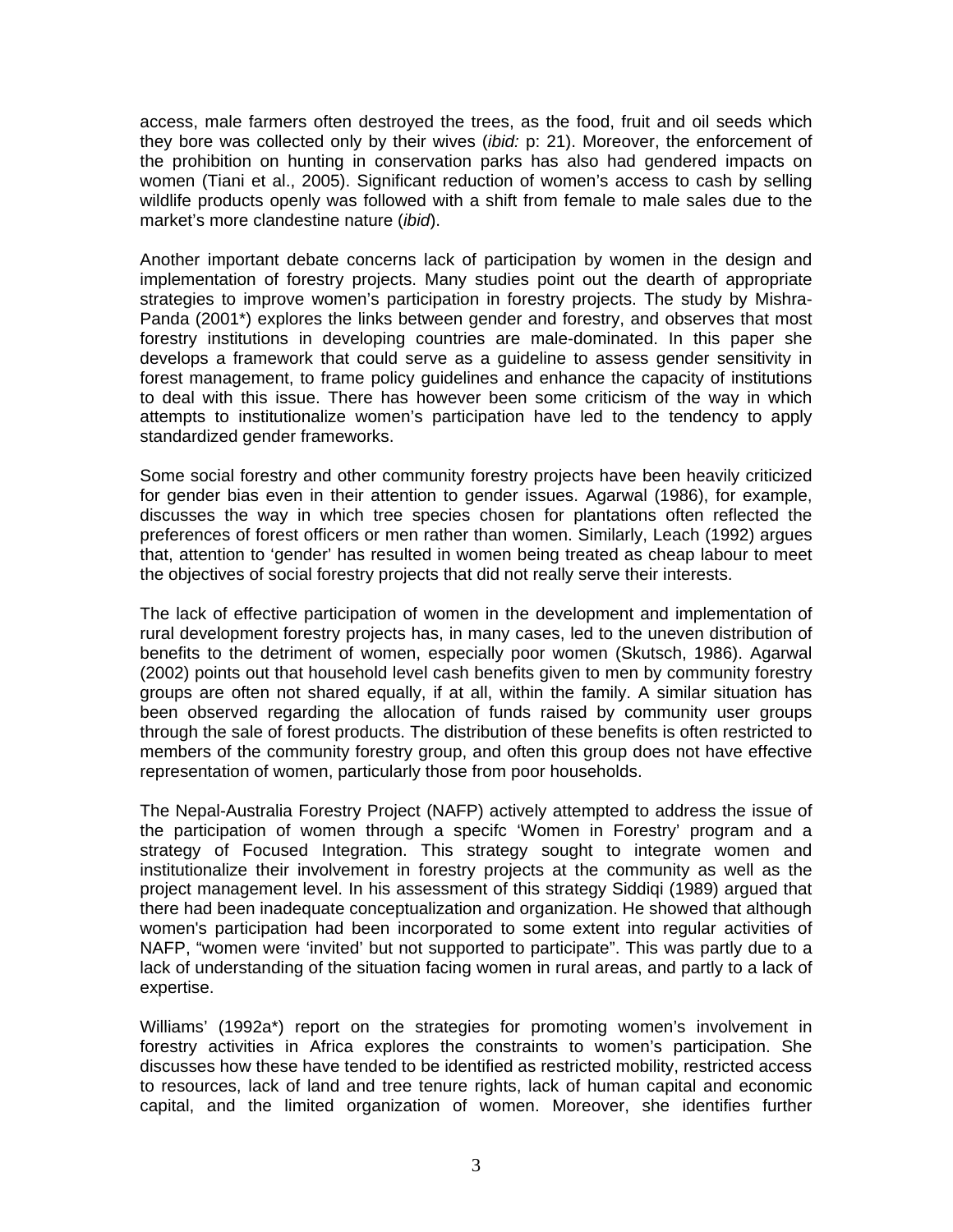access, male farmers often destroyed the trees, as the food, fruit and oil seeds which they bore was collected only by their wives (*ibid:* p: 21). Moreover, the enforcement of the prohibition on hunting in conservation parks has also had gendered impacts on women (Tiani et al., 2005). Significant reduction of women's access to cash by selling wildlife products openly was followed with a shift from female to male sales due to the market's more clandestine nature (*ibid*).

Another important debate concerns lack of participation by women in the design and implementation of forestry projects. Many studies point out the dearth of appropriate strategies to improve women's participation in forestry projects. The study by Mishra-Panda (2001*) explores the links between gender and forestry, and observes that most forestry institutions in developing countries are male-dominated. In this paper she develops a framework that could serve as a guideline to assess gender sensitivity in forest management, to frame policy guidelines and enhance the capacity of institutions to deal with this issue. There has however been some criticism of the way in which attempts to institutionalize women's participation have led to the tendency to apply standardized gender frameworks.

Some social forestry and other community forestry projects have been heavily criticized for gender bias even in their attention to gender issues. Agarwal (1986), for example, discusses the way in which tree species chosen for plantations often reflected the preferences of forest officers or men rather than women. Similarly, Leach (1992) argues that, attention to 'gender' has resulted in women being treated as cheap labour to meet the objectives of social forestry projects that did not really serve their interests.

The lack of effective participation of women in the development and implementation of rural development forestry projects has, in many cases, led to the uneven distribution of benefits to the detriment of women, especially poor women (Skutsch, 1986). Agarwal (2002) points out that household level cash benefits given to men by community forestry groups are often not shared equally, if at all, within the family. A similar situation has been observed regarding the allocation of funds raised by community user groups through the sale of forest products. The distribution of these benefits is often restricted to members of the community forestry group, and often this group does not have effective representation of women, particularly those from poor households.

The Nepal-Australia Forestry Project (NAFP) actively attempted to address the issue of the participation of women through a specifc 'Women in Forestry' program and a strategy of Focused Integration. This strategy sought to integrate women and institutionalize their involvement in forestry projects at the community as well as the project management level. In his assessment of this strategy Siddiqi (1989) argued that there had been inadequate conceptualization and organization. He showed that although women's participation had been incorporated to some extent into regular activities of NAFP, "women were 'invited' but not supported to participate". This was partly due to a lack of understanding of the situation facing women in rural areas, and partly to a lack of expertise.

Williams' (1992a*) report on the strategies for promoting women's involvement in forestry activities in Africa explores the constraints to women's participation. She discusses how these have tended to be identified as restricted mobility, restricted access to resources, lack of land and tree tenure rights, lack of human capital and economic capital, and the limited organization of women. Moreover, she identifies further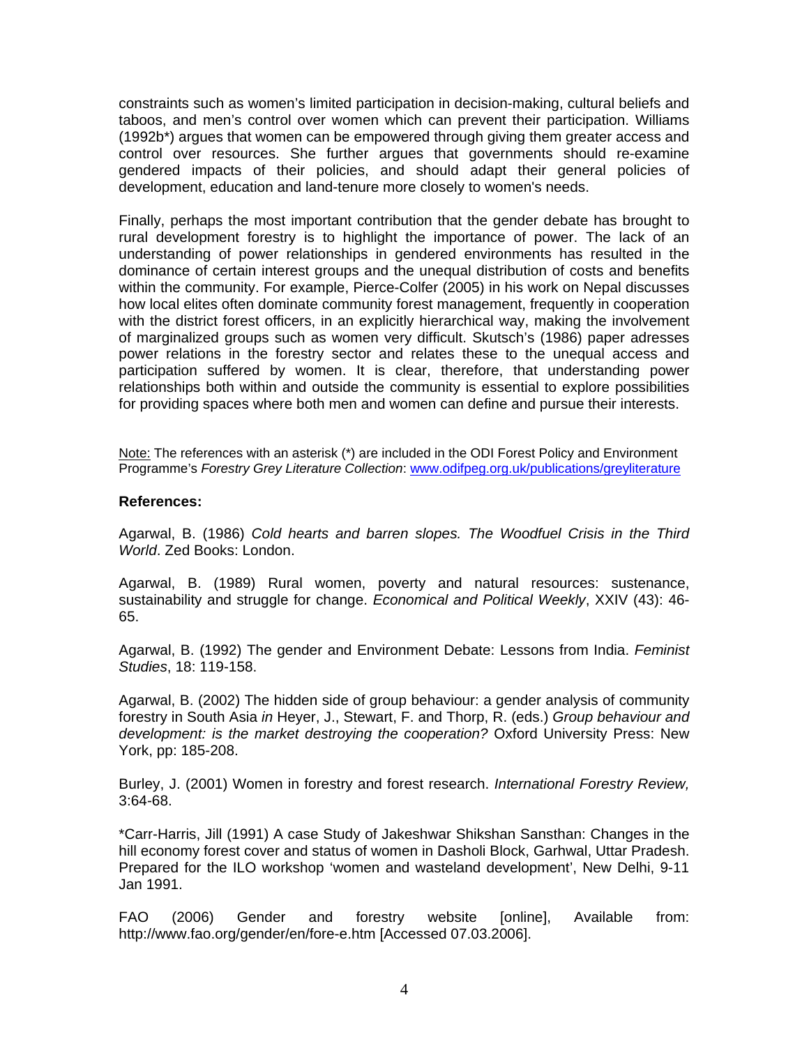constraints such as women's limited participation in decision-making, cultural beliefs and taboos, and men's control over women which can prevent their participation. Williams (1992b*) argues that women can be empowered through giving them greater access and control over resources. She further argues that governments should re-examine gendered impacts of their policies, and should adapt their general policies of development, education and land-tenure more closely to women's needs.

Finally, perhaps the most important contribution that the gender debate has brought to rural development forestry is to highlight the importance of power. The lack of an understanding of power relationships in gendered environments has resulted in the dominance of certain interest groups and the unequal distribution of costs and benefits within the community. For example, Pierce-Colfer (2005) in his work on Nepal discusses how local elites often dominate community forest management, frequently in cooperation with the district forest officers, in an explicitly hierarchical way, making the involvement of marginalized groups such as women very difficult. Skutsch's (1986) paper adresses power relations in the forestry sector and relates these to the unequal access and participation suffered by women. It is clear, therefore, that understanding power relationships both within and outside the community is essential to explore possibilities for providing spaces where both men and women can define and pursue their interests.

Note: The references with an asterisk (*) are included in the ODI Forest Policy and Environment Programme's *Forestry Grey Literature Collection*: www.odifpeg.org.uk/publications/greyliterature

**References:**

Agarwal, B. (1986) *Cold hearts and barren slopes. The Woodfuel Crisis in the Third World*. Zed Books: London.

Agarwal, B. (1989) Rural women, poverty and natural resources: sustenance, sustainability and struggle for change. *Economical and Political Weekly*, XXIV (43): 46-65.

Agarwal, B. (1992) The gender and Environment Debate: Lessons from India. *Feminist Studies*, 18: 119-158.

Agarwal, B. (2002) The hidden side of group behaviour: a gender analysis of community forestry in South Asia *in* Heyer, J., Stewart, F. and Thorp, R. (eds.) *Group behaviour and development: is the market destroying the cooperation?* Oxford University Press: New York, pp: 185-208.

Burley, J. (2001) Women in forestry and forest research. *International Forestry Review,* 3:64-68.

*Carr-Harris, Jill (1991) A case Study of Jakeshwar Shikshan Sansthan: Changes in the hill economy forest cover and status of women in Dasholi Block, Garhwal, Uttar Pradesh. Prepared for the ILO workshop 'women and wasteland development', New Delhi, 9-11 Jan 1991.

FAO (2006) Gender and forestry website [online], Available from: http://www.fao.org/gender/en/fore-e.htm [Accessed 07.03.2006].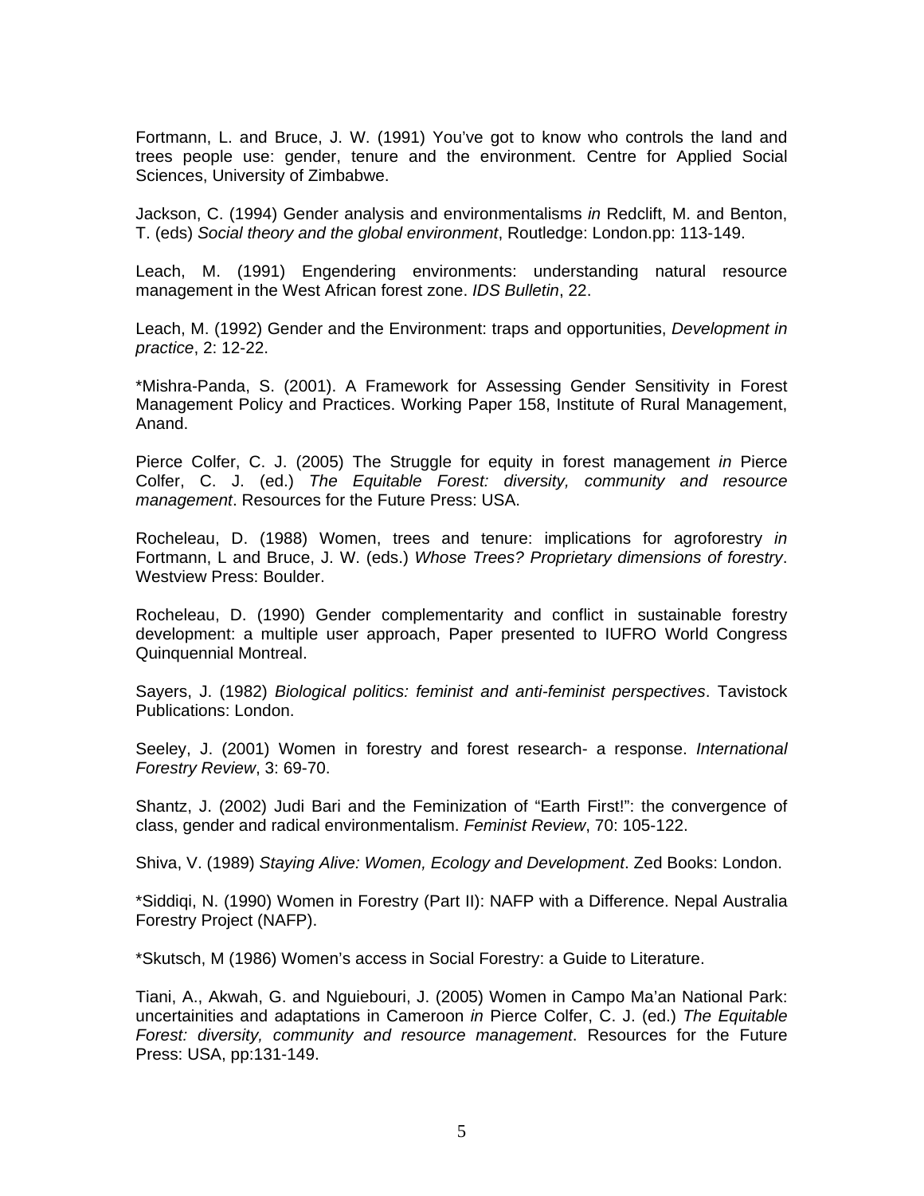Fortmann, L. and Bruce, J. W. (1991) You've got to know who controls the land and trees people use: gender, tenure and the environment. Centre for Applied Social Sciences, University of Zimbabwe.

Jackson, C. (1994) Gender analysis and environmentalisms *in* Redclift, M. and Benton, T. (eds) *Social theory and the global environment*, Routledge: London.pp: 113-149.

Leach, M. (1991) Engendering environments: understanding natural resource management in the West African forest zone. *IDS Bulletin*, 22.

Leach, M. (1992) Gender and the Environment: traps and opportunities, *Development in practice*, 2: 12-22.

*Mishra-Panda, S. (2001). A Framework for Assessing Gender Sensitivity in Forest Management Policy and Practices. Working Paper 158, Institute of Rural Management, Anand.

Pierce Colfer, C. J. (2005) The Struggle for equity in forest management *in* Pierce Colfer, C. J. (ed.) *The Equitable Forest: diversity, community and resource management*. Resources for the Future Press: USA.

Rocheleau, D. (1988) Women, trees and tenure: implications for agroforestry *in* Fortmann, L and Bruce, J. W. (eds.) *Whose Trees? Proprietary dimensions of forestry*. Westview Press: Boulder.

Rocheleau, D. (1990) Gender complementarity and conflict in sustainable forestry development: a multiple user approach, Paper presented to IUFRO World Congress Quinquennial Montreal.

Sayers, J. (1982) *Biological politics: feminist and anti-feminist perspectives*. Tavistock Publications: London.

Seeley, J. (2001) Women in forestry and forest research- a response. *International Forestry Review*, 3: 69-70.

Shantz, J. (2002) Judi Bari and the Feminization of "Earth First!": the convergence of class, gender and radical environmentalism. *Feminist Review*, 70: 105-122.

Shiva, V. (1989) *Staying Alive: Women, Ecology and Development*. Zed Books: London.

*Siddiqi, N. (1990) Women in Forestry (Part II): NAFP with a Difference. Nepal Australia Forestry Project (NAFP).

*Skutsch, M (1986) Women's access in Social Forestry: a Guide to Literature.

Tiani, A., Akwah, G. and Nguiebouri, J. (2005) Women in Campo Ma'an National Park: uncertainities and adaptations in Cameroon *in* Pierce Colfer, C. J. (ed.) *The Equitable Forest: diversity, community and resource management*. Resources for the Future Press: USA, pp:131-149.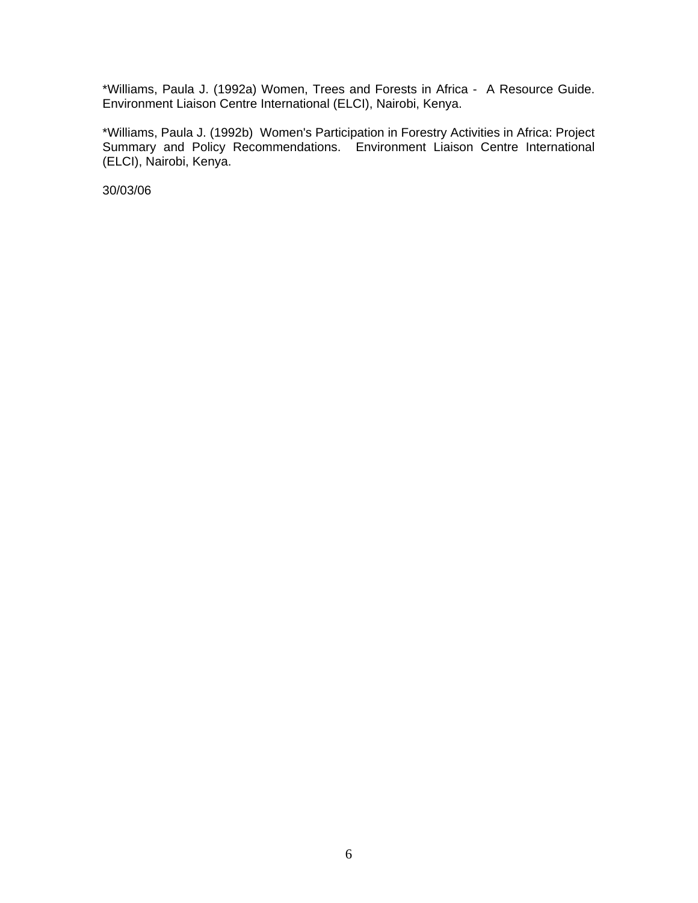*Williams, Paula J. (1992a) Women, Trees and Forests in Africa - A Resource Guide. Environment Liaison Centre International (ELCI), Nairobi, Kenya.

*Williams, Paula J. (1992b) Women's Participation in Forestry Activities in Africa: Project Summary and Policy Recommendations. Environment Liaison Centre International (ELCI), Nairobi, Kenya.

30/03/06